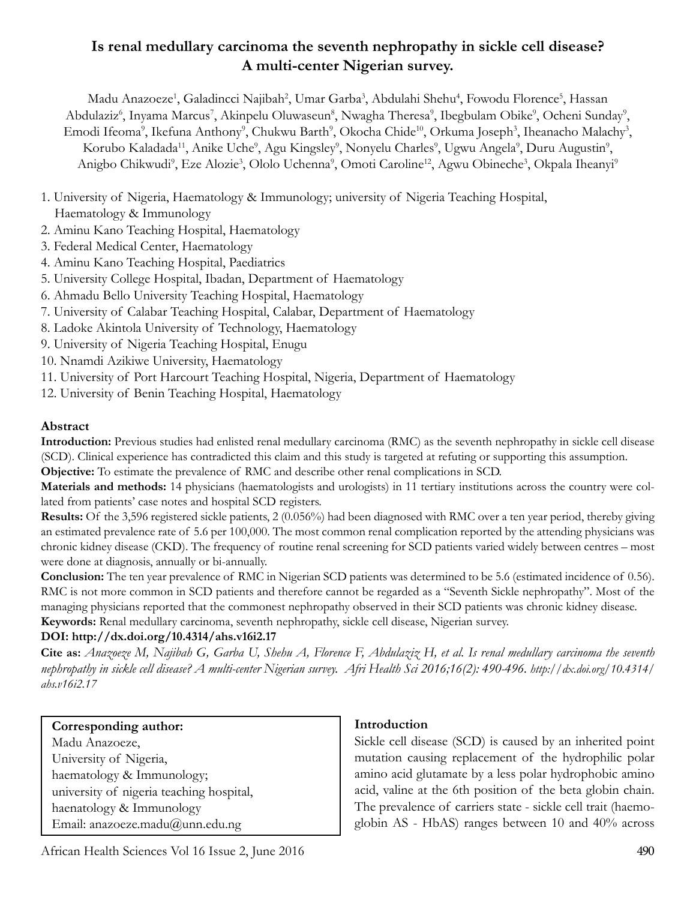# Is renal medullary carcinoma the seventh nephropathy in sickle cell disease? A multi-center Nigerian survey.

Madu Anazoeze[1], Galadincci Najibah[2], Umar Garba[3], Abdulahi Shehu[4], Fowodu Florence[5], Hassan Abdulaziz[6], Inyama Marcus[7], Akinpelu Oluwaseun[8], Nwagha Theresa[9], Ibegbulam Obike[9], Ocheni Sunday[9], Emodi Ifeoma[9], Ikefuna Anthony[9], Chukwu Barth[9], Okocha Chide[10], Orkuma Joseph[3], Iheanacho Malachy[3], Korubo Kaladada[11], Anike Uche[9], Agu Kingsley[9], Nonyelu Charles[9], Ugwu Angela[9], Duru Augustin[9], Anigbo Chikwudi[9], Eze Alozie[3], Ololo Uchenna[9], Omoti Caroline[12], Agwu Obineche[3], Okpala Iheanyi[9]

1. University of Nigeria, Haematology & Immunology; university of Nigeria Teaching Hospital, Haematology & Immunology
2. Aminu Kano Teaching Hospital, Haematology
3. Federal Medical Center, Haematology
4. Aminu Kano Teaching Hospital, Paediatrics
5. University College Hospital, Ibadan, Department of Haematology
6. Ahmadu Bello University Teaching Hospital, Haematology
7. University of Calabar Teaching Hospital, Calabar, Department of Haematology
8. Ladoke Akintola University of Technology, Haematology
9. University of Nigeria Teaching Hospital, Enugu
10. Nnamdi Azikiwe University, Haematology
11. University of Port Harcourt Teaching Hospital, Nigeria, Department of Haematology
12. University of Benin Teaching Hospital, Haematology

## Abstract

**Introduction:** Previous studies had enlisted renal medullary carcinoma (RMC) as the seventh nephropathy in sickle cell disease (SCD). Clinical experience has contradicted this claim and this study is targeted at refuting or supporting this assumption.

**Objective:** To estimate the prevalence of RMC and describe other renal complications in SCD.

**Materials and methods:** 14 physicians (haematologists and urologists) in 11 tertiary institutions across the country were collated from patients' case notes and hospital SCD registers.

**Results:** Of the 3,596 registered sickle patients, 2 (0.056%) had been diagnosed with RMC over a ten year period, thereby giving an estimated prevalence rate of 5.6 per 100,000. The most common renal complication reported by the attending physicians was chronic kidney disease (CKD). The frequency of routine renal screening for SCD patients varied widely between centres – most were done at diagnosis, annually or bi-annually.

**Conclusion:** The ten year prevalence of RMC in Nigerian SCD patients was determined to be 5.6 (estimated incidence of 0.56). RMC is not more common in SCD patients and therefore cannot be regarded as a "Seventh Sickle nephropathy". Most of the managing physicians reported that the commonest nephropathy observed in their SCD patients was chronic kidney disease.

**Keywords:** Renal medullary carcinoma, seventh nephropathy, sickle cell disease, Nigerian survey.

**DOI: http://dx.doi.org/10.4314/ahs.v16i2.17**

**Cite as:** *Anazoeze M, Najibah G, Garba U, Shehu A, Florence F, Abdulaziz H, et al. Is renal medullary carcinoma the seventh nephropathy in sickle cell disease? A multi-center Nigerian survey. Afri Health Sci 2016;16(2): 490-496. http://dx.doi.org/10.4314/ahs.v16i2.17*

**Corresponding author:**
Madu Anazoeze,
University of Nigeria,
haematology & Immunology;
university of nigeria teaching hospital,
haenatology & Immunology
Email: anazoeze.madu@unn.edu.ng

## Introduction

Sickle cell disease (SCD) is caused by an inherited point mutation causing replacement of the hydrophilic polar amino acid glutamate by a less polar hydrophobic amino acid, valine at the 6th position of the beta globin chain. The prevalence of carriers state - sickle cell trait (haemoglobin AS - HbAS) ranges between 10 and 40% across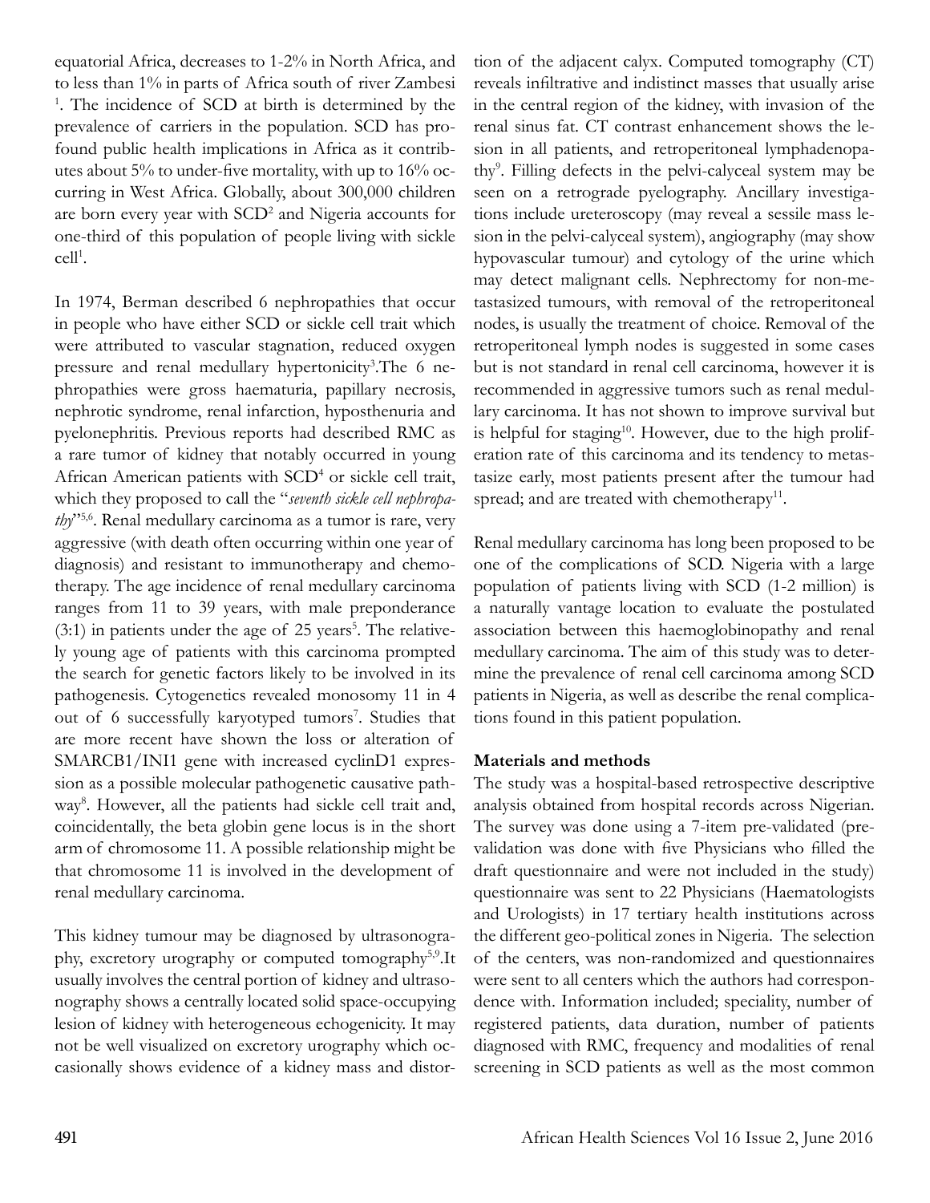equatorial Africa, decreases to 1-2% in North Africa, and to less than 1% in parts of Africa south of river Zambesi [1]. The incidence of SCD at birth is determined by the prevalence of carriers in the population. SCD has profound public health implications in Africa as it contributes about 5% to under-five mortality, with up to 16% occurring in West Africa. Globally, about 300,000 children are born every year with SCD[2] and Nigeria accounts for one-third of this population of people living with sickle cell[1].

In 1974, Berman described 6 nephropathies that occur in people who have either SCD or sickle cell trait which were attributed to vascular stagnation, reduced oxygen pressure and renal medullary hypertonicity[3].The 6 nephropathies were gross haematuria, papillary necrosis, nephrotic syndrome, renal infarction, hyposthenuria and pyelonephritis. Previous reports had described RMC as a rare tumor of kidney that notably occurred in young African American patients with SCD[4] or sickle cell trait, which they proposed to call the "*seventh sickle cell nephropathy*"[5,6]. Renal medullary carcinoma as a tumor is rare, very aggressive (with death often occurring within one year of diagnosis) and resistant to immunotherapy and chemotherapy. The age incidence of renal medullary carcinoma ranges from 11 to 39 years, with male preponderance (3:1) in patients under the age of 25 years[5]. The relatively young age of patients with this carcinoma prompted the search for genetic factors likely to be involved in its pathogenesis. Cytogenetics revealed monosomy 11 in 4 out of 6 successfully karyotyped tumors[7]. Studies that are more recent have shown the loss or alteration of SMARCB1/INI1 gene with increased cyclinD1 expression as a possible molecular pathogenetic causative pathway[8]. However, all the patients had sickle cell trait and, coincidentally, the beta globin gene locus is in the short arm of chromosome 11. A possible relationship might be that chromosome 11 is involved in the development of renal medullary carcinoma.

This kidney tumour may be diagnosed by ultrasonography, excretory urography or computed tomography[5,9].It usually involves the central portion of kidney and ultrasonography shows a centrally located solid space-occupying lesion of kidney with heterogeneous echogenicity. It may not be well visualized on excretory urography which occasionally shows evidence of a kidney mass and distortion of the adjacent calyx. Computed tomography (CT) reveals infiltrative and indistinct masses that usually arise in the central region of the kidney, with invasion of the renal sinus fat. CT contrast enhancement shows the lesion in all patients, and retroperitoneal lymphadenopathy[9]. Filling defects in the pelvi-calyceal system may be seen on a retrograde pyelography. Ancillary investigations include ureteroscopy (may reveal a sessile mass lesion in the pelvi-calyceal system), angiography (may show hypovascular tumour) and cytology of the urine which may detect malignant cells. Nephrectomy for non-metastasized tumours, with removal of the retroperitoneal nodes, is usually the treatment of choice. Removal of the retroperitoneal lymph nodes is suggested in some cases but is not standard in renal cell carcinoma, however it is recommended in aggressive tumors such as renal medullary carcinoma. It has not shown to improve survival but is helpful for staging[10]. However, due to the high proliferation rate of this carcinoma and its tendency to metastasize early, most patients present after the tumour had spread; and are treated with chemotherapy[11].

Renal medullary carcinoma has long been proposed to be one of the complications of SCD. Nigeria with a large population of patients living with SCD (1-2 million) is a naturally vantage location to evaluate the postulated association between this haemoglobinopathy and renal medullary carcinoma. The aim of this study was to determine the prevalence of renal cell carcinoma among SCD patients in Nigeria, as well as describe the renal complications found in this patient population.

## Materials and methods

The study was a hospital-based retrospective descriptive analysis obtained from hospital records across Nigerian. The survey was done using a 7-item pre-validated (pre-validation was done with five Physicians who filled the draft questionnaire and were not included in the study) questionnaire was sent to 22 Physicians (Haematologists and Urologists) in 17 tertiary health institutions across the different geo-political zones in Nigeria. The selection of the centers, was non-randomized and questionnaires were sent to all centers which the authors had correspondence with. Information included; speciality, number of registered patients, data duration, number of patients diagnosed with RMC, frequency and modalities of renal screening in SCD patients as well as the most common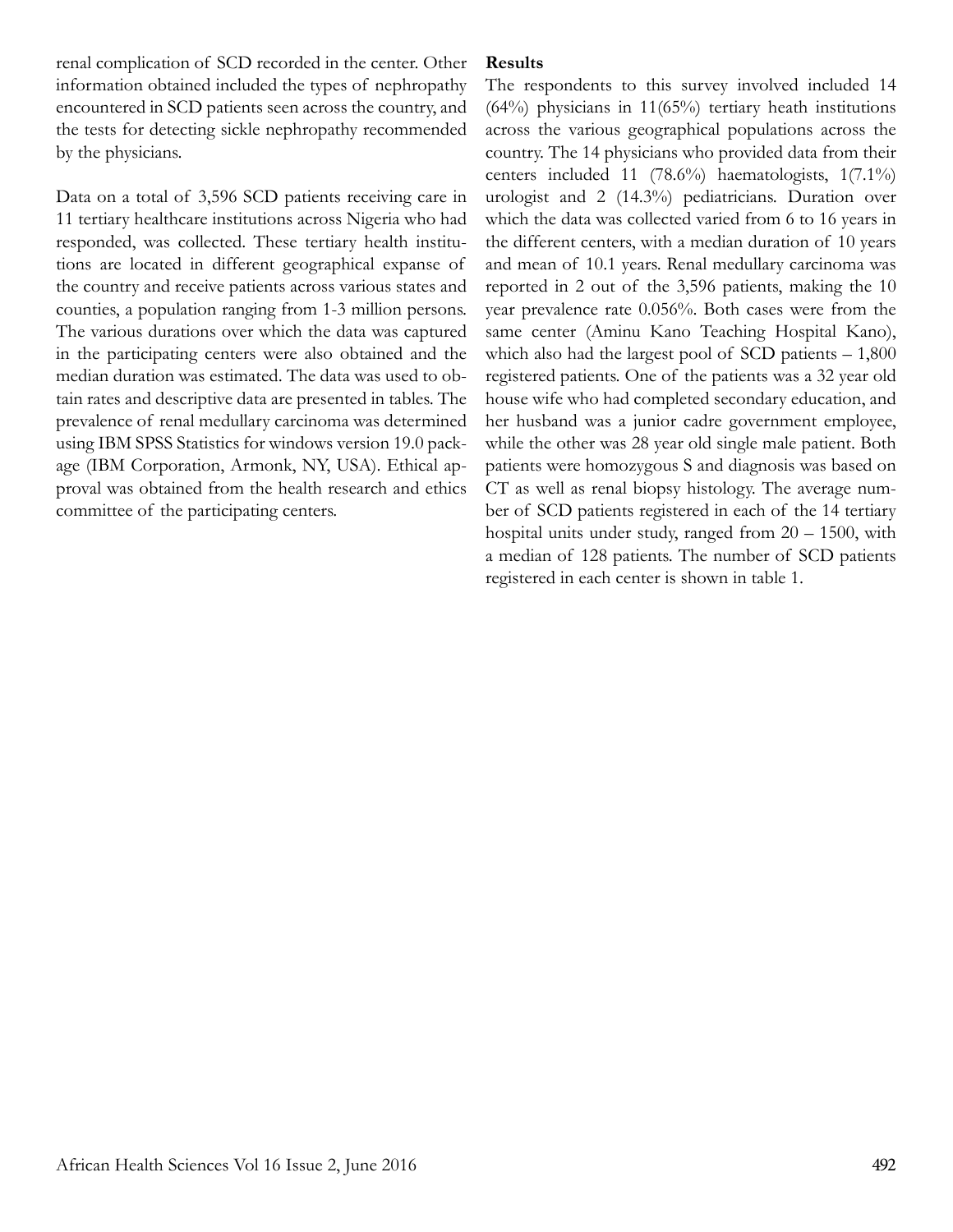renal complication of SCD recorded in the center. Other information obtained included the types of nephropathy encountered in SCD patients seen across the country, and the tests for detecting sickle nephropathy recommended by the physicians.

Data on a total of 3,596 SCD patients receiving care in 11 tertiary healthcare institutions across Nigeria who had responded, was collected. These tertiary health institutions are located in different geographical expanse of the country and receive patients across various states and counties, a population ranging from 1-3 million persons. The various durations over which the data was captured in the participating centers were also obtained and the median duration was estimated. The data was used to obtain rates and descriptive data are presented in tables. The prevalence of renal medullary carcinoma was determined using IBM SPSS Statistics for windows version 19.0 package (IBM Corporation, Armonk, NY, USA). Ethical approval was obtained from the health research and ethics committee of the participating centers.

**Results**

The respondents to this survey involved included 14 (64%) physicians in 11(65%) tertiary heath institutions across the various geographical populations across the country. The 14 physicians who provided data from their centers included 11 (78.6%) haematologists, 1(7.1%) urologist and 2 (14.3%) pediatricians. Duration over which the data was collected varied from 6 to 16 years in the different centers, with a median duration of 10 years and mean of 10.1 years. Renal medullary carcinoma was reported in 2 out of the 3,596 patients, making the 10 year prevalence rate 0.056%. Both cases were from the same center (Aminu Kano Teaching Hospital Kano), which also had the largest pool of SCD patients – 1,800 registered patients. One of the patients was a 32 year old house wife who had completed secondary education, and her husband was a junior cadre government employee, while the other was 28 year old single male patient. Both patients were homozygous S and diagnosis was based on CT as well as renal biopsy histology. The average number of SCD patients registered in each of the 14 tertiary hospital units under study, ranged from 20 – 1500, with a median of 128 patients. The number of SCD patients registered in each center is shown in table 1.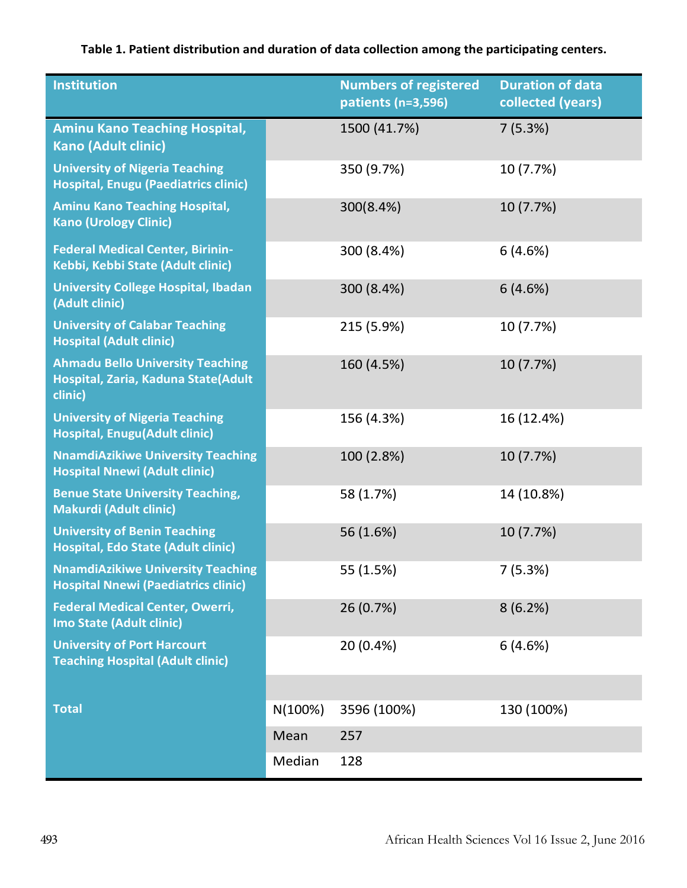**Table 1. Patient distribution and duration of data collection among the participating centers.**

| Institution | | Numbers of registered patients (n=3,596) | Duration of data collected (years) |
|---|---|---|---|
| Aminu Kano Teaching Hospital, Kano (Adult clinic) | | 1500 (41.7%) | 7 (5.3%) |
| University of Nigeria Teaching Hospital, Enugu (Paediatrics clinic) | | 350 (9.7%) | 10 (7.7%) |
| Aminu Kano Teaching Hospital, Kano (Urology Clinic) | | 300(8.4%) | 10 (7.7%) |
| Federal Medical Center, Birinin-Kebbi, Kebbi State (Adult clinic) | | 300 (8.4%) | 6 (4.6%) |
| University College Hospital, Ibadan (Adult clinic) | | 300 (8.4%) | 6 (4.6%) |
| University of Calabar Teaching Hospital (Adult clinic) | | 215 (5.9%) | 10 (7.7%) |
| Ahmadu Bello University Teaching Hospital, Zaria, Kaduna State(Adult clinic) | | 160 (4.5%) | 10 (7.7%) |
| University of Nigeria Teaching Hospital, Enugu(Adult clinic) | | 156 (4.3%) | 16 (12.4%) |
| NnamdiAzikiwe University Teaching Hospital Nnewi (Adult clinic) | | 100 (2.8%) | 10 (7.7%) |
| Benue State University Teaching, Makurdi (Adult clinic) | | 58 (1.7%) | 14 (10.8%) |
| University of Benin Teaching Hospital, Edo State (Adult clinic) | | 56 (1.6%) | 10 (7.7%) |
| NnamdiAzikiwe University Teaching Hospital Nnewi (Paediatrics clinic) | | 55 (1.5%) | 7 (5.3%) |
| Federal Medical Center, Owerri, Imo State (Adult clinic) | | 26 (0.7%) | 8 (6.2%) |
| University of Port Harcourt Teaching Hospital (Adult clinic) | | 20 (0.4%) | 6 (4.6%) |
| | | | |
| Total | N(100%) | 3596 (100%) | 130 (100%) |
| | Mean | 257 | |
| | Median | 128 | |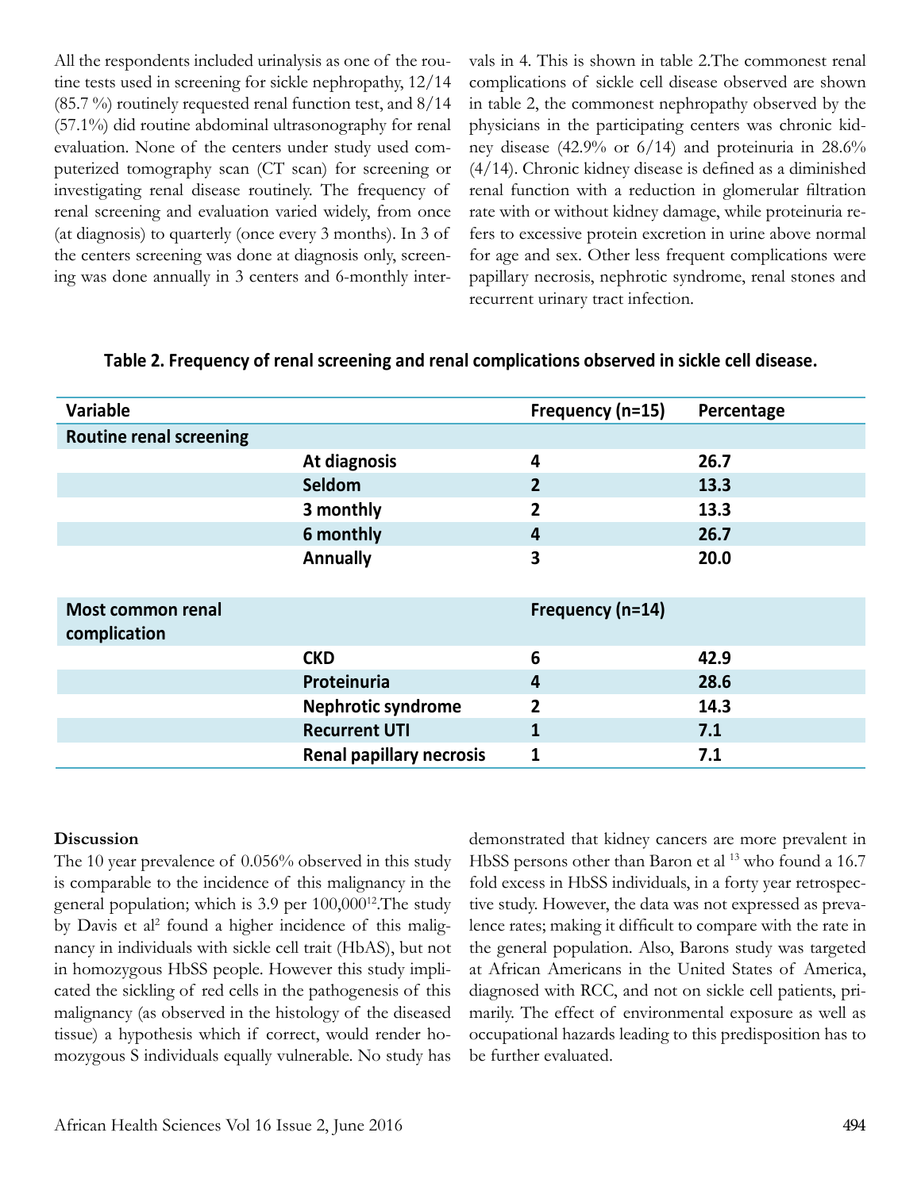All the respondents included urinalysis as one of the routine tests used in screening for sickle nephropathy, 12/14 (85.7 %) routinely requested renal function test, and 8/14 (57.1%) did routine abdominal ultrasonography for renal evaluation. None of the centers under study used computerized tomography scan (CT scan) for screening or investigating renal disease routinely. The frequency of renal screening and evaluation varied widely, from once (at diagnosis) to quarterly (once every 3 months). In 3 of the centers screening was done at diagnosis only, screening was done annually in 3 centers and 6-monthly intervals in 4. This is shown in table 2.The commonest renal complications of sickle cell disease observed are shown in table 2, the commonest nephropathy observed by the physicians in the participating centers was chronic kidney disease (42.9% or 6/14) and proteinuria in 28.6% (4/14). Chronic kidney disease is defined as a diminished renal function with a reduction in glomerular filtration rate with or without kidney damage, while proteinuria refers to excessive protein excretion in urine above normal for age and sex. Other less frequent complications were papillary necrosis, nephrotic syndrome, renal stones and recurrent urinary tract infection.

**Table 2. Frequency of renal screening and renal complications observed in sickle cell disease.**

| Variable | | Frequency (n=15) | Percentage |
|---|---|---|---|
| **Routine renal screening** | | | |
| | At diagnosis | 4 | 26.7 |
| | Seldom | 2 | 13.3 |
| | 3 monthly | 2 | 13.3 |
| | 6 monthly | 4 | 26.7 |
| | Annually | 3 | 20.0 |
| **Most common renal complication** | | **Frequency (n=14)** | |
| | CKD | 6 | 42.9 |
| | Proteinuria | 4 | 28.6 |
| | Nephrotic syndrome | 2 | 14.3 |
| | Recurrent UTI | 1 | 7.1 |
| | Renal papillary necrosis | 1 | 7.1 |

**Discussion**

The 10 year prevalence of 0.056% observed in this study is comparable to the incidence of this malignancy in the general population; which is 3.9 per 100,000[12].The study by Davis et al[2] found a higher incidence of this malignancy in individuals with sickle cell trait (HbAS), but not in homozygous HbSS people. However this study implicated the sickling of red cells in the pathogenesis of this malignancy (as observed in the histology of the diseased tissue) a hypothesis which if correct, would render homozygous S individuals equally vulnerable. No study has demonstrated that kidney cancers are more prevalent in HbSS persons other than Baron et al [13] who found a 16.7 fold excess in HbSS individuals, in a forty year retrospective study. However, the data was not expressed as prevalence rates; making it difficult to compare with the rate in the general population. Also, Barons study was targeted at African Americans in the United States of America, diagnosed with RCC, and not on sickle cell patients, primarily. The effect of environmental exposure as well as occupational hazards leading to this predisposition has to be further evaluated.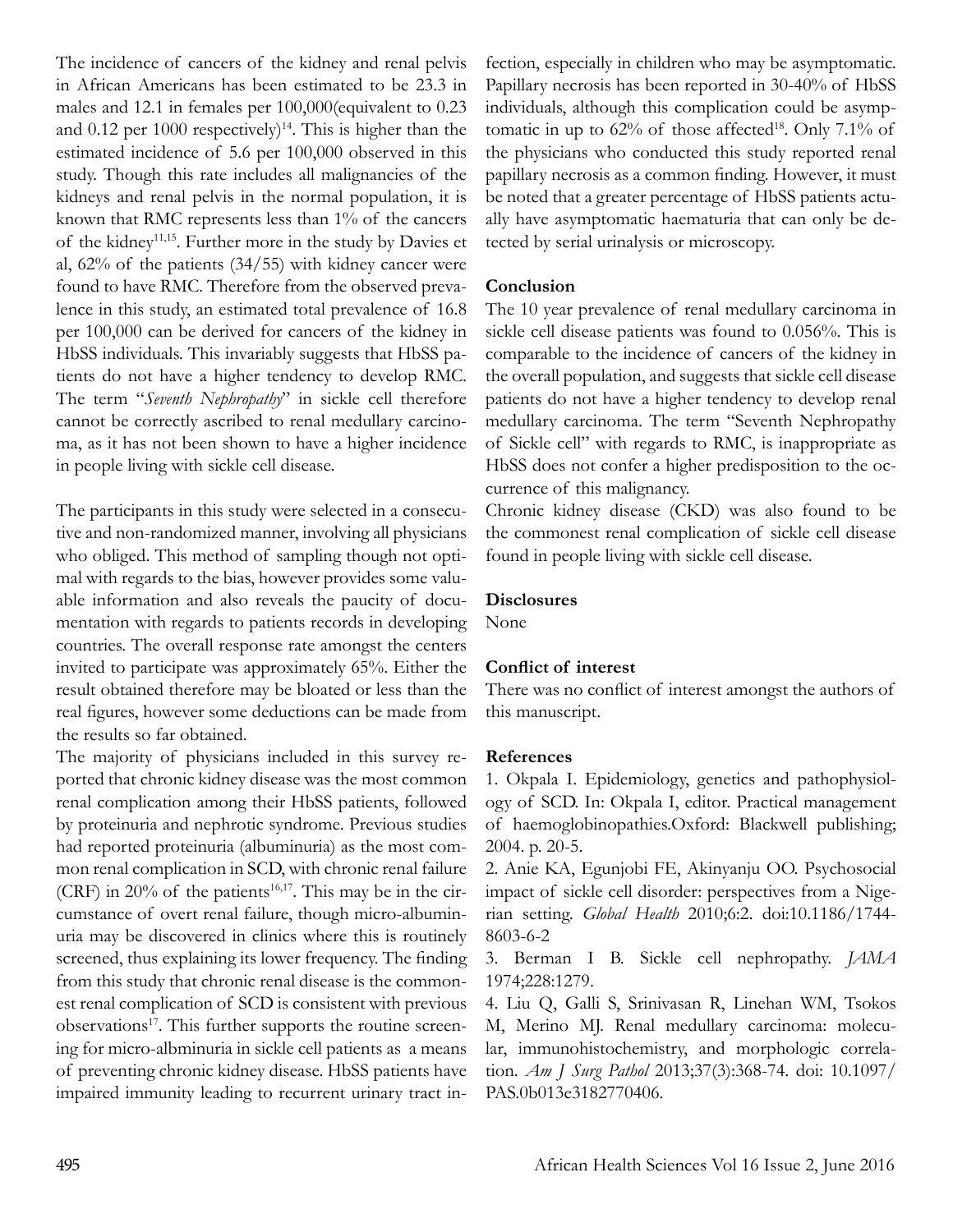The incidence of cancers of the kidney and renal pelvis in African Americans has been estimated to be 23.3 in males and 12.1 in females per 100,000(equivalent to 0.23 and 0.12 per 1000 respectively)[14]. This is higher than the estimated incidence of 5.6 per 100,000 observed in this study. Though this rate includes all malignancies of the kidneys and renal pelvis in the normal population, it is known that RMC represents less than 1% of the cancers of the kidney[11,15]. Further more in the study by Davies et al, 62% of the patients (34/55) with kidney cancer were found to have RMC. Therefore from the observed prevalence in this study, an estimated total prevalence of 16.8 per 100,000 can be derived for cancers of the kidney in HbSS individuals. This invariably suggests that HbSS patients do not have a higher tendency to develop RMC. The term "*Seventh Nephropathy*" in sickle cell therefore cannot be correctly ascribed to renal medullary carcinoma, as it has not been shown to have a higher incidence in people living with sickle cell disease.

The participants in this study were selected in a consecutive and non-randomized manner, involving all physicians who obliged. This method of sampling though not optimal with regards to the bias, however provides some valuable information and also reveals the paucity of documentation with regards to patients records in developing countries. The overall response rate amongst the centers invited to participate was approximately 65%. Either the result obtained therefore may be bloated or less than the real figures, however some deductions can be made from the results so far obtained.

The majority of physicians included in this survey reported that chronic kidney disease was the most common renal complication among their HbSS patients, followed by proteinuria and nephrotic syndrome. Previous studies had reported proteinuria (albuminuria) as the most common renal complication in SCD, with chronic renal failure (CRF) in 20% of the patients[16,17]. This may be in the circumstance of overt renal failure, though micro-albuminuria may be discovered in clinics where this is routinely screened, thus explaining its lower frequency. The finding from this study that chronic renal disease is the commonest renal complication of SCD is consistent with previous observations[17]. This further supports the routine screening for micro-albminuria in sickle cell patients as a means of preventing chronic kidney disease. HbSS patients have impaired immunity leading to recurrent urinary tract infection, especially in children who may be asymptomatic. Papillary necrosis has been reported in 30-40% of HbSS individuals, although this complication could be asymptomatic in up to 62% of those affected[18]. Only 7.1% of the physicians who conducted this study reported renal papillary necrosis as a common finding. However, it must be noted that a greater percentage of HbSS patients actually have asymptomatic haematuria that can only be detected by serial urinalysis or microscopy.

## Conclusion

The 10 year prevalence of renal medullary carcinoma in sickle cell disease patients was found to 0.056%. This is comparable to the incidence of cancers of the kidney in the overall population, and suggests that sickle cell disease patients do not have a higher tendency to develop renal medullary carcinoma. The term "Seventh Nephropathy of Sickle cell" with regards to RMC, is inappropriate as HbSS does not confer a higher predisposition to the occurrence of this malignancy.

Chronic kidney disease (CKD) was also found to be the commonest renal complication of sickle cell disease found in people living with sickle cell disease.

## Disclosures

None

## Conflict of interest

There was no conflict of interest amongst the authors of this manuscript.

## References

1. Okpala I. Epidemiology, genetics and pathophysiology of SCD. In: Okpala I, editor. Practical management of haemoglobinopathies.Oxford: Blackwell publishing; 2004. p. 20-5.
2. Anie KA, Egunjobi FE, Akinyanju OO. Psychosocial impact of sickle cell disorder: perspectives from a Nigerian setting. *Global Health* 2010;6:2. doi:10.1186/1744-8603-6-2
3. Berman I B. Sickle cell nephropathy. *JAMA* 1974;228:1279.
4. Liu Q, Galli S, Srinivasan R, Linehan WM, Tsokos M, Merino MJ. Renal medullary carcinoma: molecular, immunohistochemistry, and morphologic correlation. *Am J Surg Pathol* 2013;37(3):368-74. doi: 10.1097/PAS.0b013e3182770406.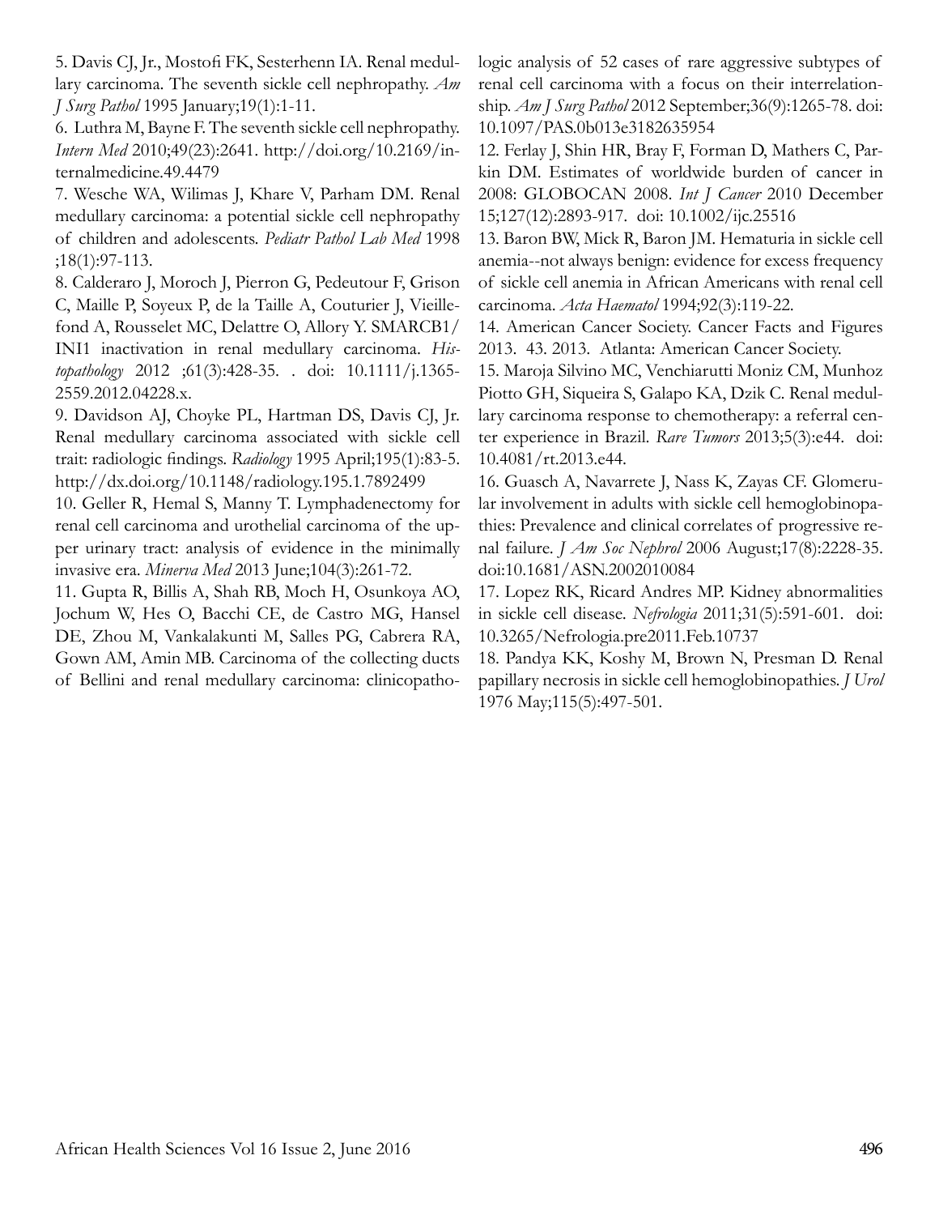5. Davis CJ, Jr., Mostofi FK, Sesterhenn IA. Renal medullary carcinoma. The seventh sickle cell nephropathy. *Am J Surg Pathol* 1995 January;19(1):1-11.

6. Luthra M, Bayne F. The seventh sickle cell nephropathy. *Intern Med* 2010;49(23):2641. http://doi.org/10.2169/internalmedicine.49.4479

7. Wesche WA, Wilimas J, Khare V, Parham DM. Renal medullary carcinoma: a potential sickle cell nephropathy of children and adolescents. *Pediatr Pathol Lab Med* 1998 ;18(1):97-113.

8. Calderaro J, Moroch J, Pierron G, Pedeutour F, Grison C, Maille P, Soyeux P, de la Taille A, Couturier J, Vieillefond A, Rousselet MC, Delattre O, Allory Y. SMARCB1/INI1 inactivation in renal medullary carcinoma. *Histopathology* 2012 ;61(3):428-35. . doi: 10.1111/j.1365-2559.2012.04228.x.

9. Davidson AJ, Choyke PL, Hartman DS, Davis CJ, Jr. Renal medullary carcinoma associated with sickle cell trait: radiologic findings. *Radiology* 1995 April;195(1):83-5. http://dx.doi.org/10.1148/radiology.195.1.7892499

10. Geller R, Hemal S, Manny T. Lymphadenectomy for renal cell carcinoma and urothelial carcinoma of the upper urinary tract: analysis of evidence in the minimally invasive era. *Minerva Med* 2013 June;104(3):261-72.

11. Gupta R, Billis A, Shah RB, Moch H, Osunkoya AO, Jochum W, Hes O, Bacchi CE, de Castro MG, Hansel DE, Zhou M, Vankalakunti M, Salles PG, Cabrera RA, Gown AM, Amin MB. Carcinoma of the collecting ducts of Bellini and renal medullary carcinoma: clinicopathologic analysis of 52 cases of rare aggressive subtypes of renal cell carcinoma with a focus on their interrelationship. *Am J Surg Pathol* 2012 September;36(9):1265-78. doi: 10.1097/PAS.0b013e3182635954

12. Ferlay J, Shin HR, Bray F, Forman D, Mathers C, Parkin DM. Estimates of worldwide burden of cancer in 2008: GLOBOCAN 2008. *Int J Cancer* 2010 December 15;127(12):2893-917. doi: 10.1002/ijc.25516

13. Baron BW, Mick R, Baron JM. Hematuria in sickle cell anemia--not always benign: evidence for excess frequency of sickle cell anemia in African Americans with renal cell carcinoma. *Acta Haematol* 1994;92(3):119-22.

14. American Cancer Society. Cancer Facts and Figures 2013. 43. 2013. Atlanta: American Cancer Society.

15. Maroja Silvino MC, Venchiarutti Moniz CM, Munhoz Piotto GH, Siqueira S, Galapo KA, Dzik C. Renal medullary carcinoma response to chemotherapy: a referral center experience in Brazil. *Rare Tumors* 2013;5(3):e44. doi: 10.4081/rt.2013.e44.

16. Guasch A, Navarrete J, Nass K, Zayas CF. Glomerular involvement in adults with sickle cell hemoglobinopathies: Prevalence and clinical correlates of progressive renal failure. *J Am Soc Nephrol* 2006 August;17(8):2228-35. doi:10.1681/ASN.2002010084

17. Lopez RK, Ricard Andres MP. Kidney abnormalities in sickle cell disease. *Nefrologia* 2011;31(5):591-601. doi: 10.3265/Nefrologia.pre2011.Feb.10737

18. Pandya KK, Koshy M, Brown N, Presman D. Renal papillary necrosis in sickle cell hemoglobinopathies. *J Urol* 1976 May;115(5):497-501.